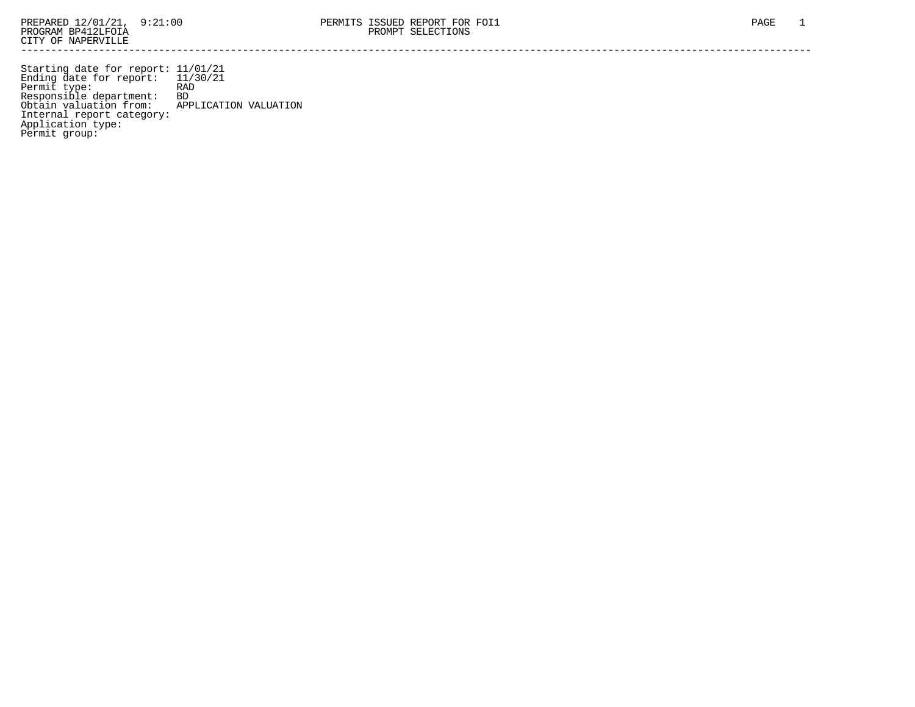PREPARED 12/01/21, 9:21:00
PROGRAM BP412LFOIA
CITY OF NAPERVILLE

PERMITS ISSUED REPORT FOR FOI1
PROMPT SELECTIONS

---

Starting date for report: 11/01/21
Ending date for report: 11/30/21
Permit type: RAD
Responsible department: BD
Obtain valuation from: APPLICATION VALUATION
Internal report category:
Application type:
Permit group: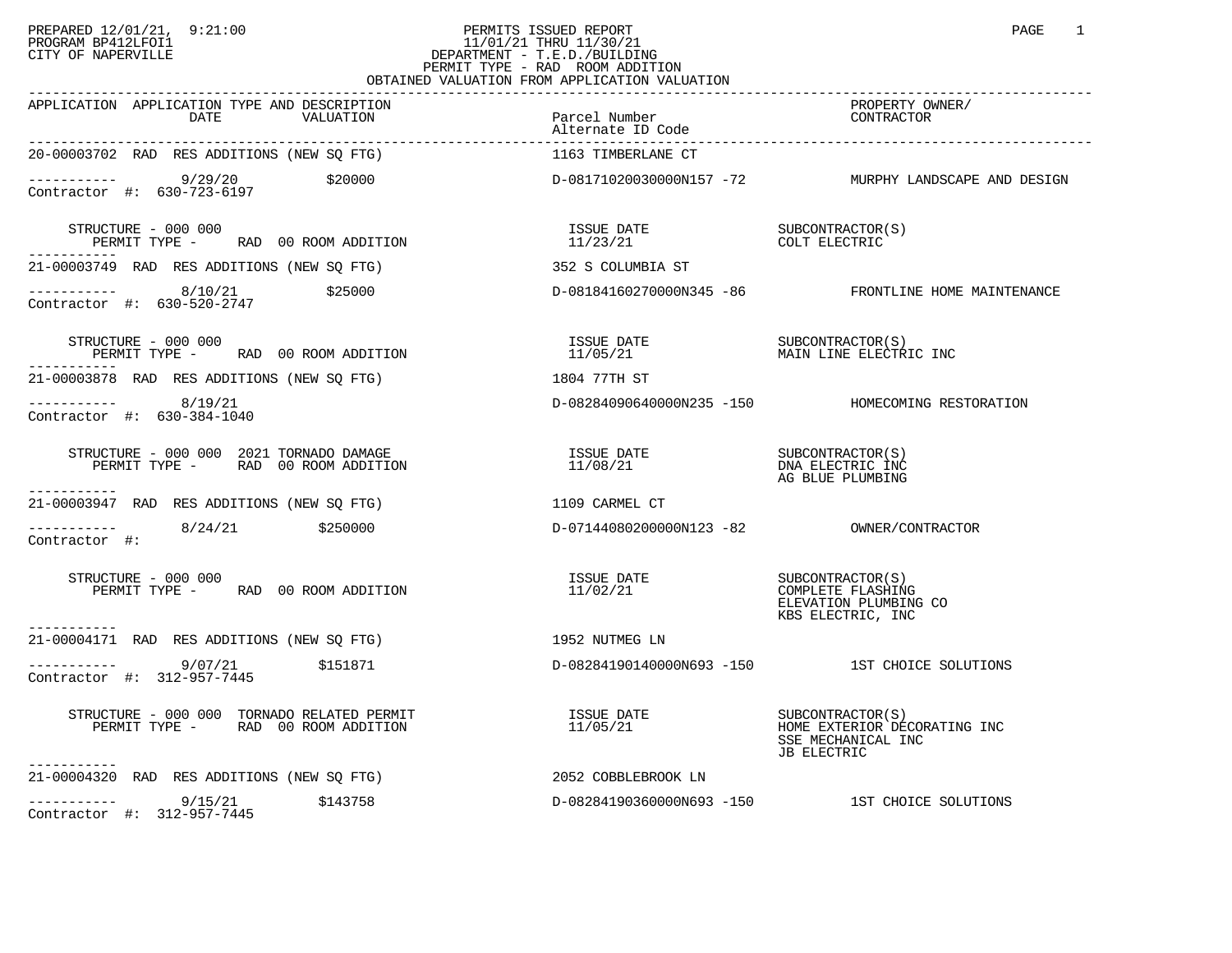PREPARED 12/01/21, 9:21:00
PROGRAM BP412LFOI1
CITY OF NAPERVILLE

PERMITS ISSUED REPORT
11/01/21 THRU 11/30/21
DEPARTMENT - T.E.D./BUILDING
PERMIT TYPE - RAD ROOM ADDITION
OBTAINED VALUATION FROM APPLICATION VALUATION

| APPLICATION | APPLICATION TYPE AND DESCRIPTION / DATE / VALUATION | Parcel Number / Alternate ID Code | PROPERTY OWNER/ CONTRACTOR |
|---|---|---|---|
| 20-00003702 | RAD RES ADDITIONS (NEW SQ FTG) | 1163 TIMBERLANE CT | |
| ----------- | 9/29/20 $20000 | D-08171020030000N157 -72 | MURPHY LANDSCAPE AND DESIGN |
| Contractor #: 630-723-6197 | | | |
| | STRUCTURE - 000 000 / PERMIT TYPE - RAD 00 ROOM ADDITION | ISSUE DATE 11/23/21 | SUBCONTRACTOR(S) COLT ELECTRIC |
| 21-00003749 | RAD RES ADDITIONS (NEW SQ FTG) | 352 S COLUMBIA ST | |
| ----------- | 8/10/21 $25000 | D-08184160270000N345 -86 | FRONTLINE HOME MAINTENANCE |
| Contractor #: 630-520-2747 | | | |
| | STRUCTURE - 000 000 / PERMIT TYPE - RAD 00 ROOM ADDITION | ISSUE DATE 11/05/21 | SUBCONTRACTOR(S) MAIN LINE ELECTRIC INC |
| 21-00003878 | RAD RES ADDITIONS (NEW SQ FTG) | 1804 77TH ST | |
| ----------- | 8/19/21 | D-08284090640000N235 -150 | HOMECOMING RESTORATION |
| Contractor #: 630-384-1040 | | | |
| | STRUCTURE - 000 000 2021 TORNADO DAMAGE / PERMIT TYPE - RAD 00 ROOM ADDITION | ISSUE DATE 11/08/21 | SUBCONTRACTOR(S) DNA ELECTRIC INC, AG BLUE PLUMBING |
| 21-00003947 | RAD RES ADDITIONS (NEW SQ FTG) | 1109 CARMEL CT | |
| ----------- | 8/24/21 $250000 | D-07144080200000N123 -82 | OWNER/CONTRACTOR |
| Contractor #: | | | |
| | STRUCTURE - 000 000 / PERMIT TYPE - RAD 00 ROOM ADDITION | ISSUE DATE 11/02/21 | SUBCONTRACTOR(S) COMPLETE FLASHING, ELEVATION PLUMBING CO, KBS ELECTRIC, INC |
| 21-00004171 | RAD RES ADDITIONS (NEW SQ FTG) | 1952 NUTMEG LN | |
| ----------- | 9/07/21 $151871 | D-08284190140000N693 -150 | 1ST CHOICE SOLUTIONS |
| Contractor #: 312-957-7445 | | | |
| | STRUCTURE - 000 000 TORNADO RELATED PERMIT / PERMIT TYPE - RAD 00 ROOM ADDITION | ISSUE DATE 11/05/21 | SUBCONTRACTOR(S) HOME EXTERIOR DECORATING INC, SSE MECHANICAL INC, JB ELECTRIC |
| 21-00004320 | RAD RES ADDITIONS (NEW SQ FTG) | 2052 COBBLEBROOK LN | |
| ----------- | 9/15/21 $143758 | D-08284190360000N693 -150 | 1ST CHOICE SOLUTIONS |
| Contractor #: 312-957-7445 | | | |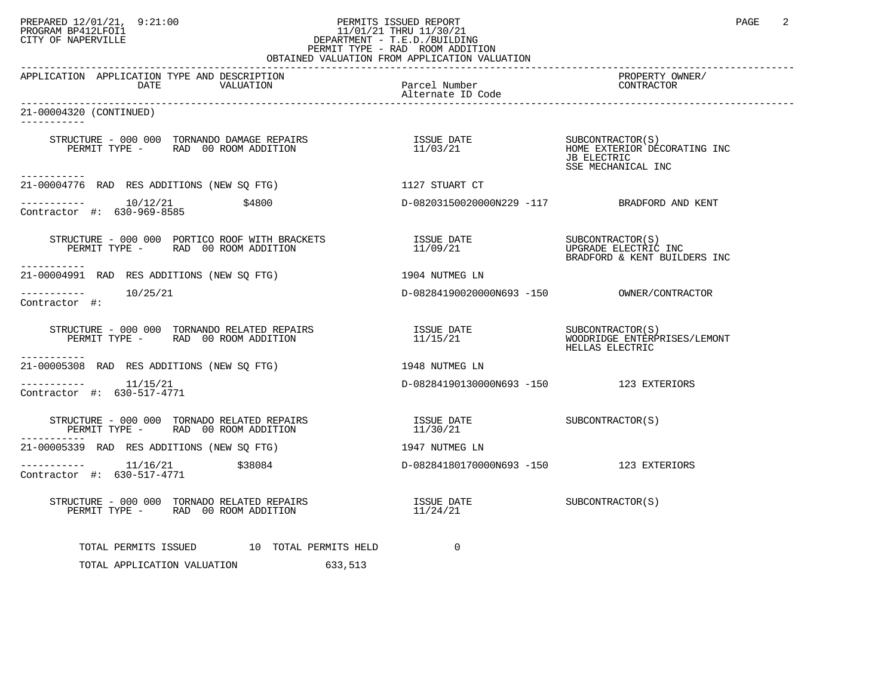APPLICATION APPLICATION TYPE AND DESCRIPTION / DATE / VALUATION / Parcel Number / Alternate ID Code / PROPERTY OWNER/ CONTRACTOR

21-00004320 (CONTINUED)

STRUCTURE - 000 000 TORNANDO DAMAGE REPAIRS
PERMIT TYPE - RAD 00 ROOM ADDITION
ISSUE DATE 11/03/21
SUBCONTRACTOR(S)
HOME EXTERIOR DECORATING INC
JB ELECTRIC
SSE MECHANICAL INC

---

21-00004776 RAD RES ADDITIONS (NEW SQ FTG) — 1127 STUART CT

10/12/21 — $4800 — D-08203150020000N229 -117 — BRADFORD AND KENT

Contractor #: 630-969-8585

STRUCTURE - 000 000 PORTICO ROOF WITH BRACKETS
PERMIT TYPE - RAD 00 ROOM ADDITION
ISSUE DATE 11/09/21
SUBCONTRACTOR(S)
UPGRADE ELECTRIC INC
BRADFORD & KENT BUILDERS INC

---

21-00004991 RAD RES ADDITIONS (NEW SQ FTG) — 1904 NUTMEG LN

10/25/21 — D-08284190020000N693 -150 — OWNER/CONTRACTOR

Contractor #:

STRUCTURE - 000 000 TORNANDO RELATED REPAIRS
PERMIT TYPE - RAD 00 ROOM ADDITION
ISSUE DATE 11/15/21
SUBCONTRACTOR(S)
WOODRIDGE ENTERPRISES/LEMONT
HELLAS ELECTRIC

---

21-00005308 RAD RES ADDITIONS (NEW SQ FTG) — 1948 NUTMEG LN

11/15/21 — D-08284190130000N693 -150 — 123 EXTERIORS

Contractor #: 630-517-4771

STRUCTURE - 000 000 TORNADO RELATED REPAIRS
PERMIT TYPE - RAD 00 ROOM ADDITION
ISSUE DATE 11/30/21
SUBCONTRACTOR(S)

---

21-00005339 RAD RES ADDITIONS (NEW SQ FTG) — 1947 NUTMEG LN

11/16/21 — $38084 — D-08284180170000N693 -150 — 123 EXTERIORS

Contractor #: 630-517-4771

STRUCTURE - 000 000 TORNADO RELATED REPAIRS
PERMIT TYPE - RAD 00 ROOM ADDITION
ISSUE DATE 11/24/21
SUBCONTRACTOR(S)

TOTAL PERMITS ISSUED 10 TOTAL PERMITS HELD 0

TOTAL APPLICATION VALUATION 633,513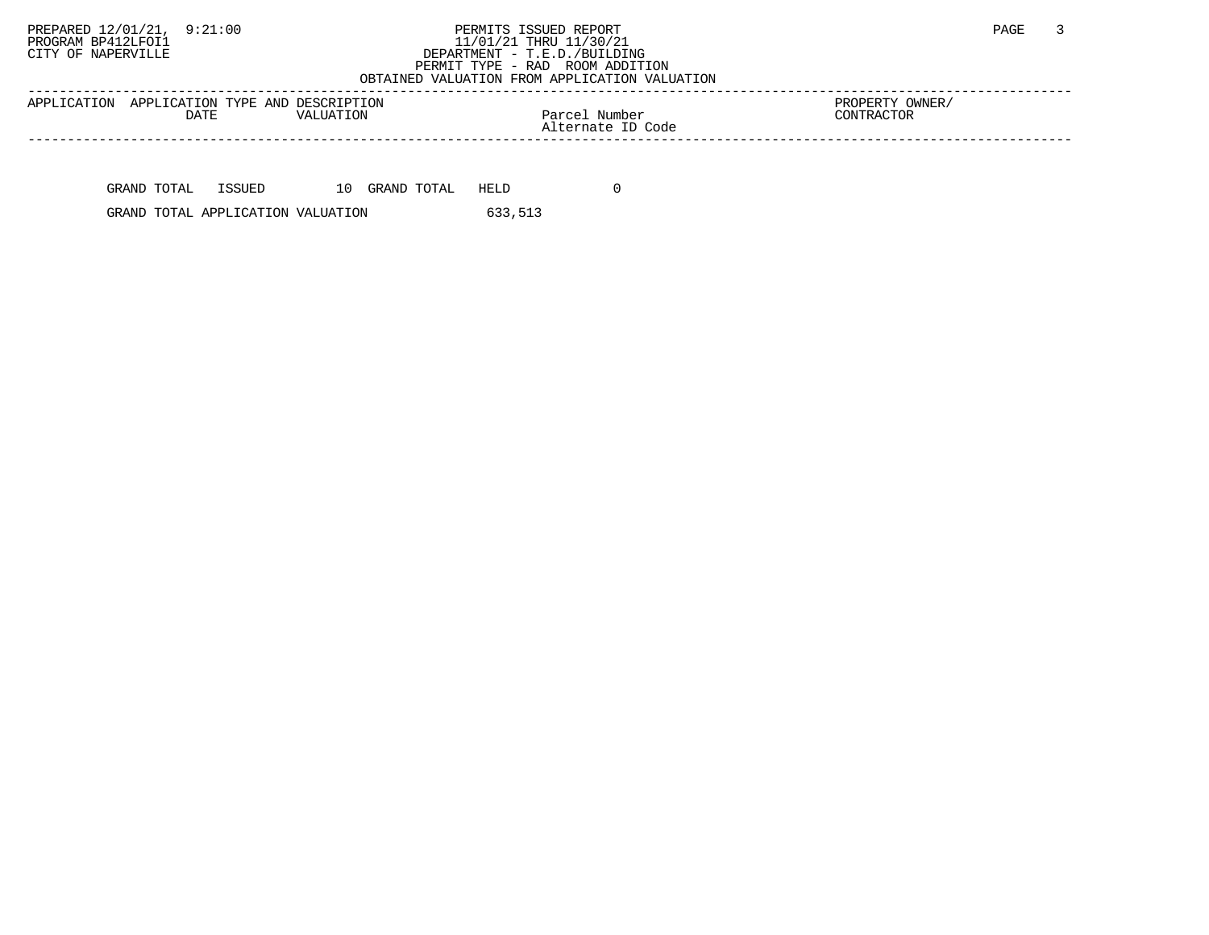PREPARED 12/01/21, 9:21:00
PROGRAM BP412LFOI1
CITY OF NAPERVILLE

PERMITS ISSUED REPORT
11/01/21 THRU 11/30/21
DEPARTMENT - T.E.D./BUILDING
PERMIT TYPE - RAD ROOM ADDITION
OBTAINED VALUATION FROM APPLICATION VALUATION

| APPLICATION | APPLICATION TYPE AND DESCRIPTION DATE | VALUATION | Parcel Number Alternate ID Code | PROPERTY OWNER/ CONTRACTOR |
|---|---|---|---|---|

GRAND TOTAL ISSUED 10 GRAND TOTAL HELD 0

GRAND TOTAL APPLICATION VALUATION 633,513